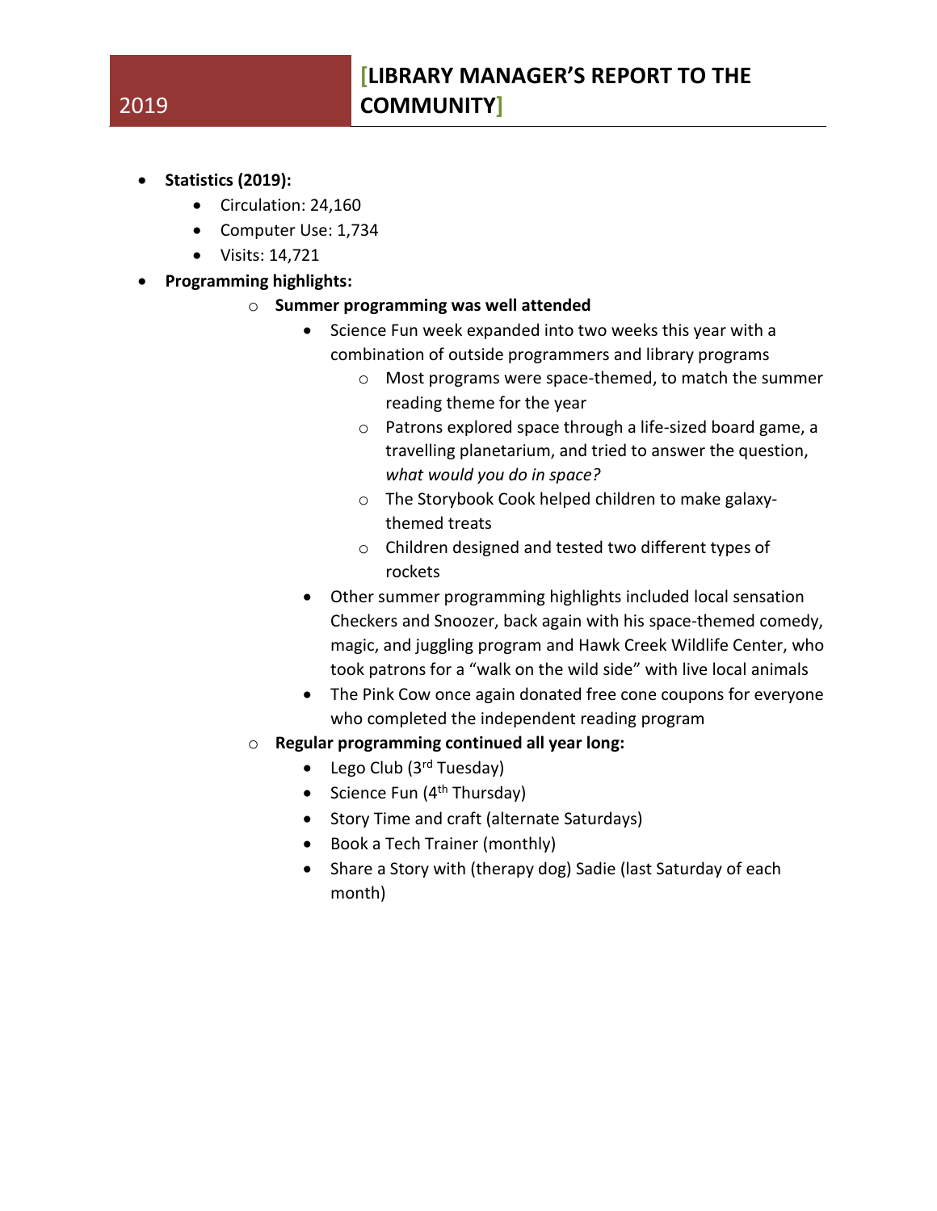# 2019 [LIBRARY MANAGER'S REPORT TO THE COMMUNITY]

- **Statistics (2019):**
  - Circulation: 24,160
  - Computer Use: 1,734
  - Visits: 14,721
- **Programming highlights:**
  - **Summer programming was well attended**
    - Science Fun week expanded into two weeks this year with a combination of outside programmers and library programs
      - Most programs were space-themed, to match the summer reading theme for the year
      - Patrons explored space through a life-sized board game, a travelling planetarium, and tried to answer the question, *what would you do in space?*
      - The Storybook Cook helped children to make galaxy-themed treats
      - Children designed and tested two different types of rockets
    - Other summer programming highlights included local sensation Checkers and Snoozer, back again with his space-themed comedy, magic, and juggling program and Hawk Creek Wildlife Center, who took patrons for a "walk on the wild side" with live local animals
    - The Pink Cow once again donated free cone coupons for everyone who completed the independent reading program
  - **Regular programming continued all year long:**
    - Lego Club (3rd Tuesday)
    - Science Fun (4th Thursday)
    - Story Time and craft (alternate Saturdays)
    - Book a Tech Trainer (monthly)
    - Share a Story with (therapy dog) Sadie (last Saturday of each month)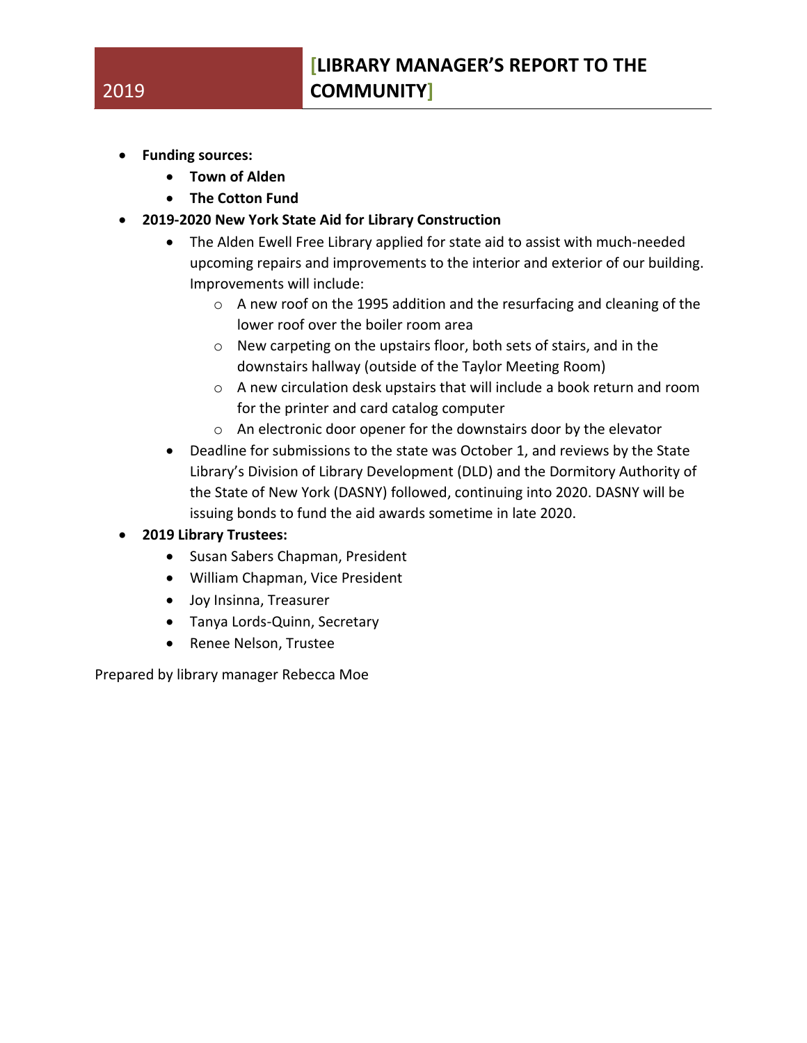- **Funding sources:**
    - **Town of Alden**
    - **The Cotton Fund**
- **2019-2020 New York State Aid for Library Construction**
    - The Alden Ewell Free Library applied for state aid to assist with much-needed upcoming repairs and improvements to the interior and exterior of our building. Improvements will include:
        - A new roof on the 1995 addition and the resurfacing and cleaning of the lower roof over the boiler room area
        - New carpeting on the upstairs floor, both sets of stairs, and in the downstairs hallway (outside of the Taylor Meeting Room)
        - A new circulation desk upstairs that will include a book return and room for the printer and card catalog computer
        - An electronic door opener for the downstairs door by the elevator
    - Deadline for submissions to the state was October 1, and reviews by the State Library's Division of Library Development (DLD) and the Dormitory Authority of the State of New York (DASNY) followed, continuing into 2020. DASNY will be issuing bonds to fund the aid awards sometime in late 2020.
- **2019 Library Trustees:**
    - Susan Sabers Chapman, President
    - William Chapman, Vice President
    - Joy Insinna, Treasurer
    - Tanya Lords-Quinn, Secretary
    - Renee Nelson, Trustee

Prepared by library manager Rebecca Moe